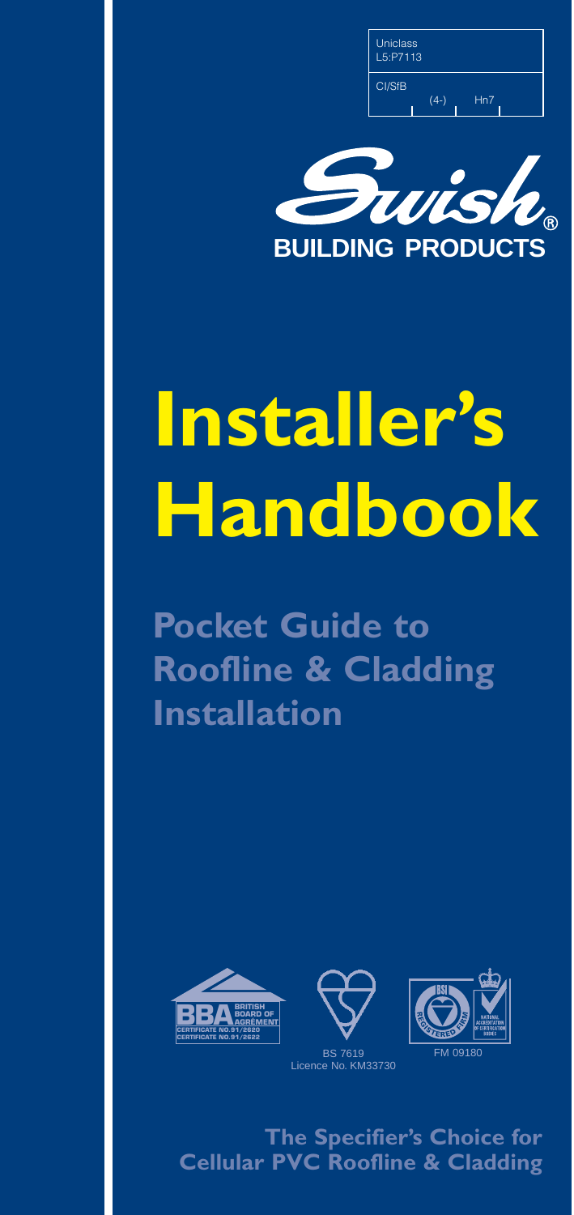| Uniclass | | |
|---|---|---|
| L5:P7113 | | |
| CI/SfB | (4-) | Hn7 |

Swish® BUILDING PRODUCTS

# Installer's Handbook

## Pocket Guide to Roofline & Cladding Installation

BRITISH BOARD OF AGRÉMENT
CERTIFICATE NO.91/2620
CERTIFICATE NO.91/2622

BS 7619
Licence No. KM33730

BSI REGISTERED FIRM
NATIONAL ACCREDITATION OF CERTIFICATION BODIES
FM 09180

**The Specifier's Choice for Cellular PVC Roofline & Cladding**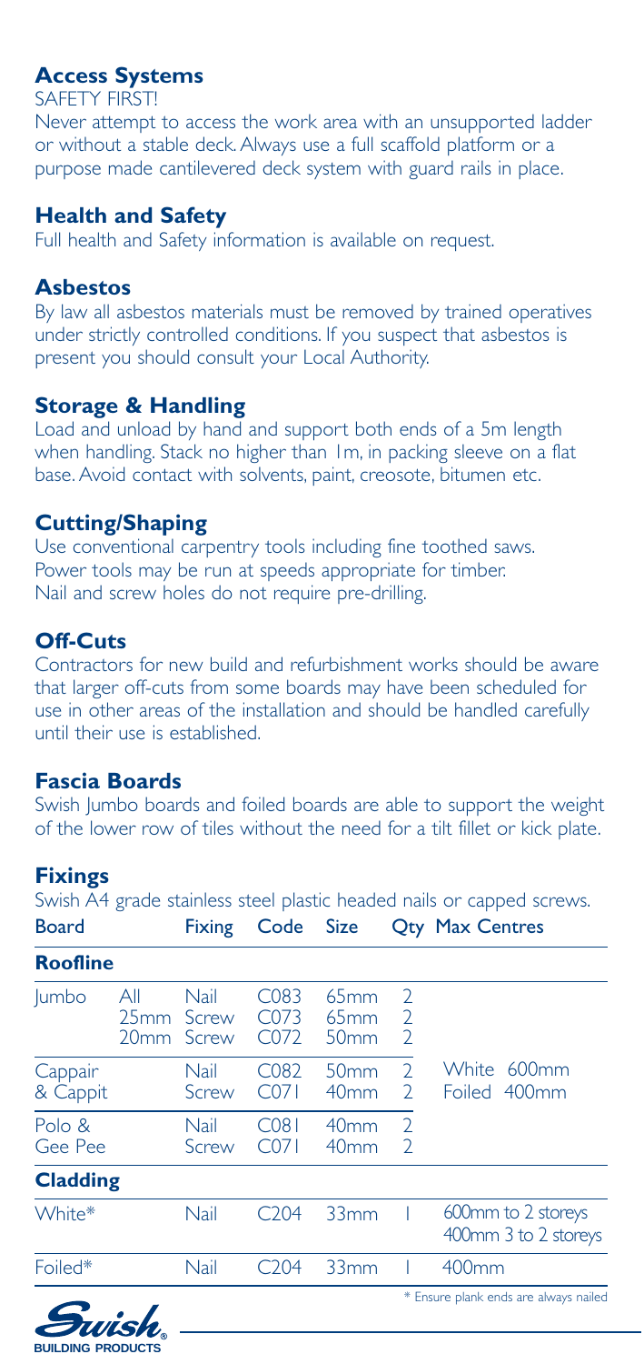## Access Systems

SAFETY FIRST!

Never attempt to access the work area with an unsupported ladder or without a stable deck. Always use a full scaffold platform or a purpose made cantilevered deck system with guard rails in place.

## Health and Safety

Full health and Safety information is available on request.

## Asbestos

By law all asbestos materials must be removed by trained operatives under strictly controlled conditions. If you suspect that asbestos is present you should consult your Local Authority.

## Storage & Handling

Load and unload by hand and support both ends of a 5m length when handling. Stack no higher than 1m, in packing sleeve on a flat base. Avoid contact with solvents, paint, creosote, bitumen etc.

## Cutting/Shaping

Use conventional carpentry tools including fine toothed saws. Power tools may be run at speeds appropriate for timber. Nail and screw holes do not require pre-drilling.

## Off-Cuts

Contractors for new build and refurbishment works should be aware that larger off-cuts from some boards may have been scheduled for use in other areas of the installation and should be handled carefully until their use is established.

## Fascia Boards

Swish Jumbo boards and foiled boards are able to support the weight of the lower row of tiles without the need for a tilt fillet or kick plate.

## Fixings

Swish A4 grade stainless steel plastic headed nails or capped screws.

| Board | | Fixing | Code | Size | Qty | Max Centres |
|---|---|---|---|---|---|---|
| **Roofline** | | | | | | |
| Jumbo | All | Nail | C083 | 65mm | 2 | |
| | 25mm | Screw | C073 | 65mm | 2 | |
| | 20mm | Screw | C072 | 50mm | 2 | |
| Cappair & Cappit | | Nail | C082 | 50mm | 2 | White 600mm |
| | | Screw | C071 | 40mm | 2 | Foiled 400mm |
| Polo & Gee Pee | | Nail | C081 | 40mm | 2 | |
| | | Screw | C071 | 40mm | 2 | |
| **Cladding** | | | | | | |
| White* | | Nail | C204 | 33mm | 1 | 600mm to 2 storeys<br>400mm 3 to 2 storeys |
| Foiled* | | Nail | C204 | 33mm | 1 | 400mm |

\* Ensure plank ends are always nailed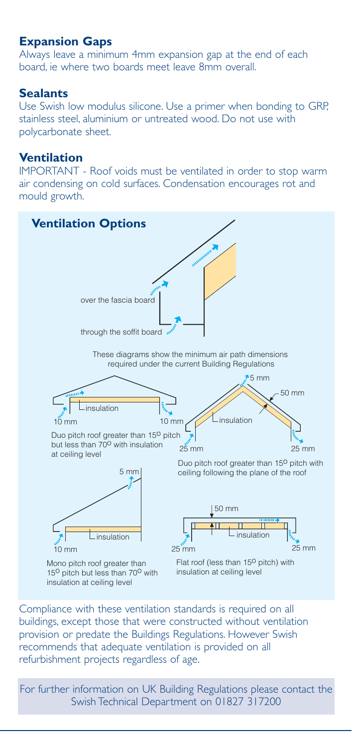## Expansion Gaps

Always leave a minimum 4mm expansion gap at the end of each board, ie where two boards meet leave 8mm overall.

## Sealants

Use Swish low modulus silicone. Use a primer when bonding to GRP, stainless steel, aluminium or untreated wood. Do not use with polycarbonate sheet.

## Ventilation

IMPORTANT - Roof voids must be ventilated in order to stop warm air condensing on cold surfaces. Condensation encourages rot and mould growth.

### Ventilation Options

over the fascia board

through the soffit board

These diagrams show the minimum air path dimensions required under the current Building Regulations

10 mm insulation 10 mm

Duo pitch roof greater than 15º pitch but less than 70º with insulation at ceiling level

5 mm 50 mm insulation 25 mm 25 mm

Duo pitch roof greater than 15º pitch with ceiling following the plane of the roof

5 mm insulation 10 mm

Mono pitch roof greater than 15º pitch but less than 70º with insulation at ceiling level

50 mm insulation 25 mm 25 mm

Flat roof (less than 15º pitch) with insulation at ceiling level

Compliance with these ventilation standards is required on all buildings, except those that were constructed without ventilation provision or predate the Buildings Regulations. However Swish recommends that adequate ventilation is provided on all refurbishment projects regardless of age.

For further information on UK Building Regulations please contact the Swish Technical Department on 01827 317200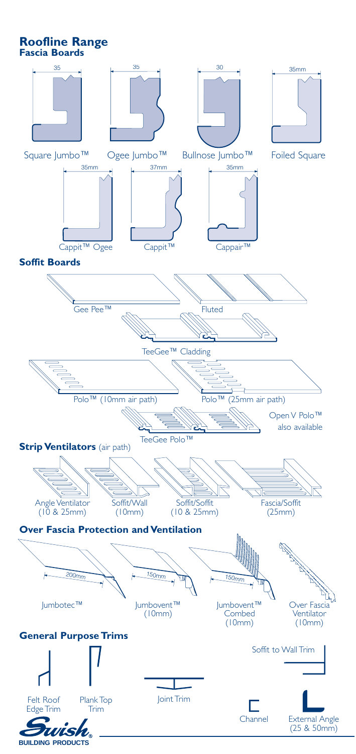# Roofline Range

## Fascia Boards

35

Square Jumbo™

35

Ogee Jumbo™

30

Bullnose Jumbo™

35mm

Foiled Square

35mm

Cappit™ Ogee

37mm

Cappit™

35mm

Cappair™

## Soffit Boards

Gee Pee™

Fluted

TeeGee™ Cladding

Polo™ (10mm air path)

Polo™ (25mm air path)

Open V Polo™ also available

TeeGee Polo™

## Strip Ventilators (air path)

Angle Ventilator (10 & 25mm)

Soffit/Wall (10mm)

Soffit/Soffit (10 & 25mm)

Fascia/Soffit (25mm)

## Over Fascia Protection and Ventilation

200mm

Jumbotec™

150mm

Jumbovent™ (10mm)

150mm

Jumbovent™ Combed (10mm)

Over Fascia Ventilator (10mm)

## General Purpose Trims

Felt Roof Edge Trim

Plank Top Trim

Joint Trim

Soffit to Wall Trim

Channel

External Angle (25 & 50mm)

Swish® BUILDING PRODUCTS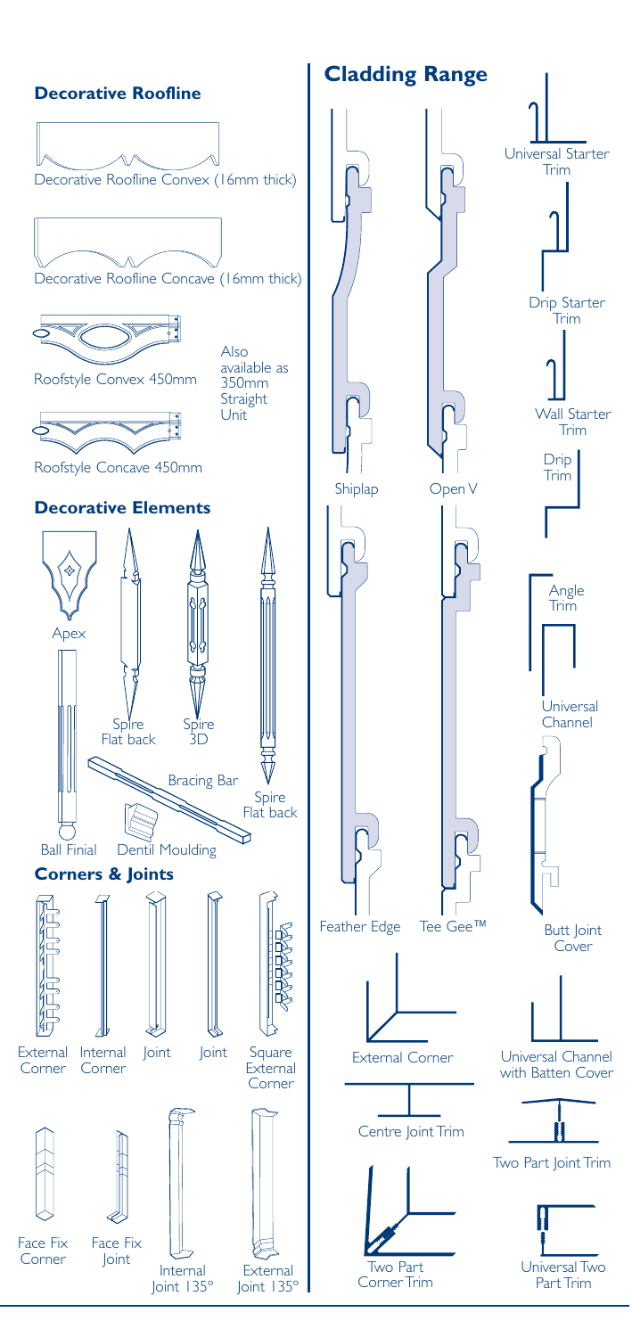## Decorative Roofline

Decorative Roofline Convex (16mm thick)

Decorative Roofline Concave (16mm thick)

Roofstyle Convex 450mm

Also available as 350mm Straight Unit

Roofstyle Concave 450mm

## Decorative Elements

Apex

Spire Flat back

Spire 3D

Spire Flat back

Bracing Bar

Ball Finial

Dentil Moulding

## Corners & Joints

External Corner

Internal Corner

Joint

Joint

Square External Corner

Face Fix Corner

Face Fix Joint

Internal Joint 135°

External Joint 135°

## Cladding Range

Shiplap

Open V

Feather Edge

Tee Gee™

Universal Starter Trim

Drip Starter Trim

Wall Starter Trim

Drip Trim

Angle Trim

Universal Channel

Butt Joint Cover

External Corner

Universal Channel with Batten Cover

Centre Joint Trim

Two Part Joint Trim

Two Part Corner Trim

Universal Two Part Trim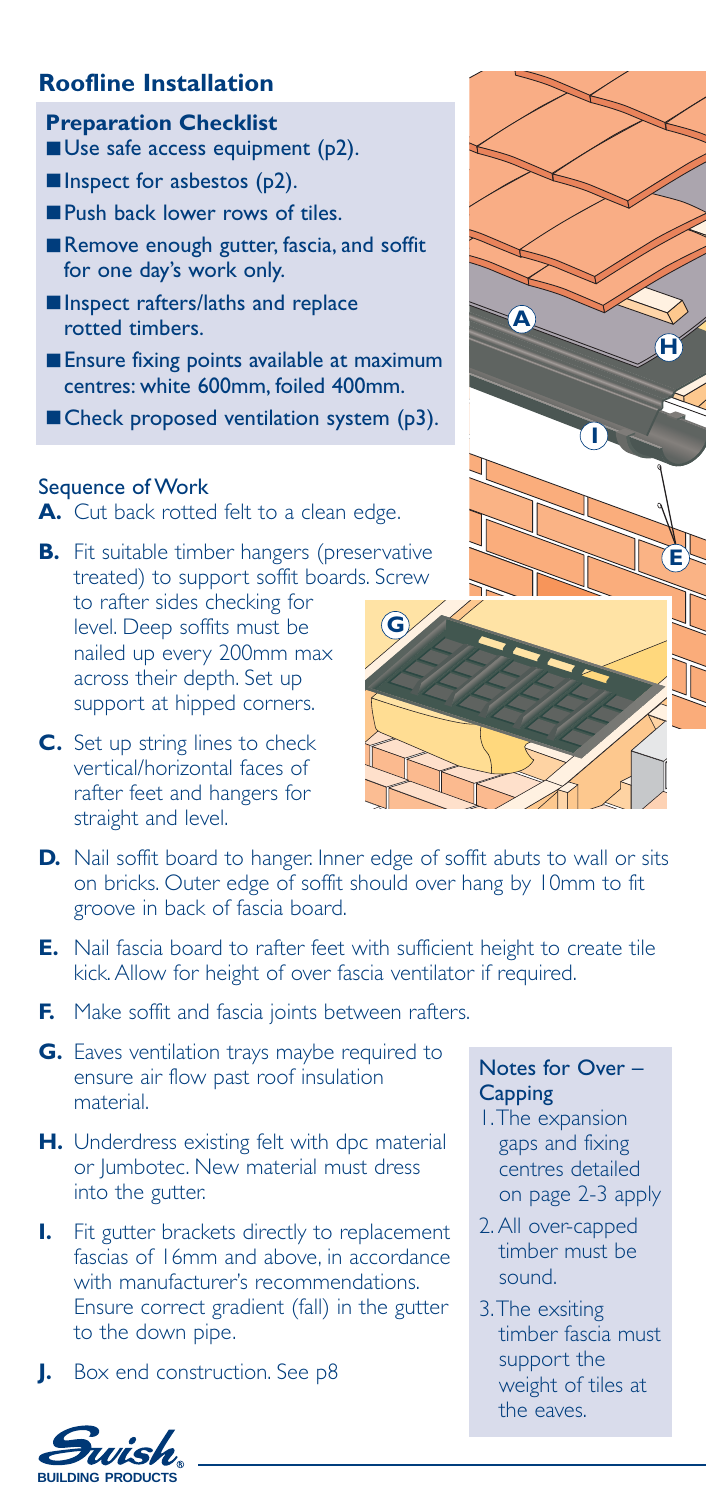## Roofline Installation

### Preparation Checklist

- Use safe access equipment (p2).
- Inspect for asbestos (p2).
- Push back lower rows of tiles.
- Remove enough gutter, fascia, and soffit for one day's work only.
- Inspect rafters/laths and replace rotted timbers.
- Ensure fixing points available at maximum centres: white 600mm, foiled 400mm.
- Check proposed ventilation system (p3).

### Sequence of Work

**A.** Cut back rotted felt to a clean edge.

**B.** Fit suitable timber hangers (preservative treated) to support soffit boards. Screw to rafter sides checking for level. Deep soffits must be nailed up every 200mm max across their depth. Set up support at hipped corners.

**C.** Set up string lines to check vertical/horizontal faces of rafter feet and hangers for straight and level.

**D.** Nail soffit board to hanger. Inner edge of soffit abuts to wall or sits on bricks. Outer edge of soffit should over hang by 10mm to fit groove in back of fascia board.

**E.** Nail fascia board to rafter feet with sufficient height to create tile kick. Allow for height of over fascia ventilator if required.

**F.** Make soffit and fascia joints between rafters.

**G.** Eaves ventilation trays maybe required to ensure air flow past roof insulation material.

**H.** Underdress existing felt with dpc material or Jumbotec. New material must dress into the gutter.

**I.** Fit gutter brackets directly to replacement fascias of 16mm and above, in accordance with manufacturer's recommendations. Ensure correct gradient (fall) in the gutter to the down pipe.

**J.** Box end construction. See p8

### Notes for Over – Capping

1. The expansion gaps and fixing centres detailed on page 2-3 apply
2. All over-capped timber must be sound.
3. The exsiting timber fascia must support the weight of tiles at the eaves.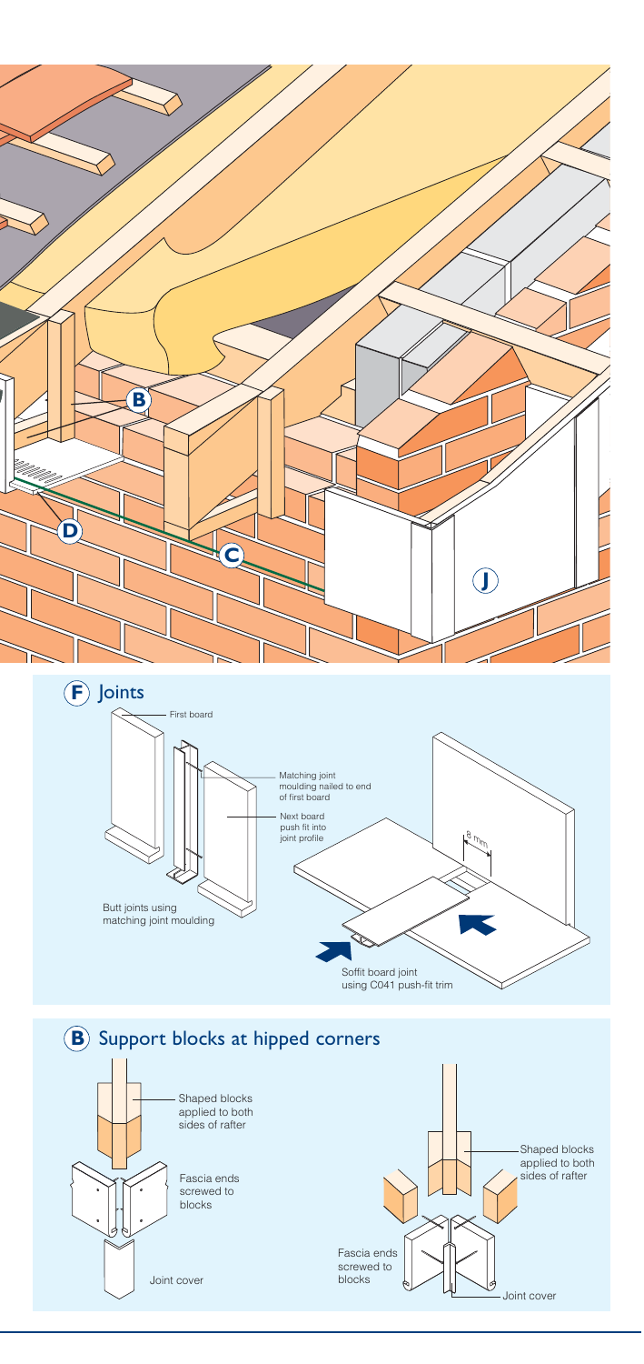B

D

C

J

## F Joints

First board

Matching joint moulding nailed to end of first board

Next board push fit into joint profile

8 mm

Butt joints using matching joint moulding

Soffit board joint using C041 push-fit trim

## B Support blocks at hipped corners

Shaped blocks applied to both sides of rafter

Fascia ends screwed to blocks

Joint cover

Shaped blocks applied to both sides of rafter

Fascia ends screwed to blocks

Joint cover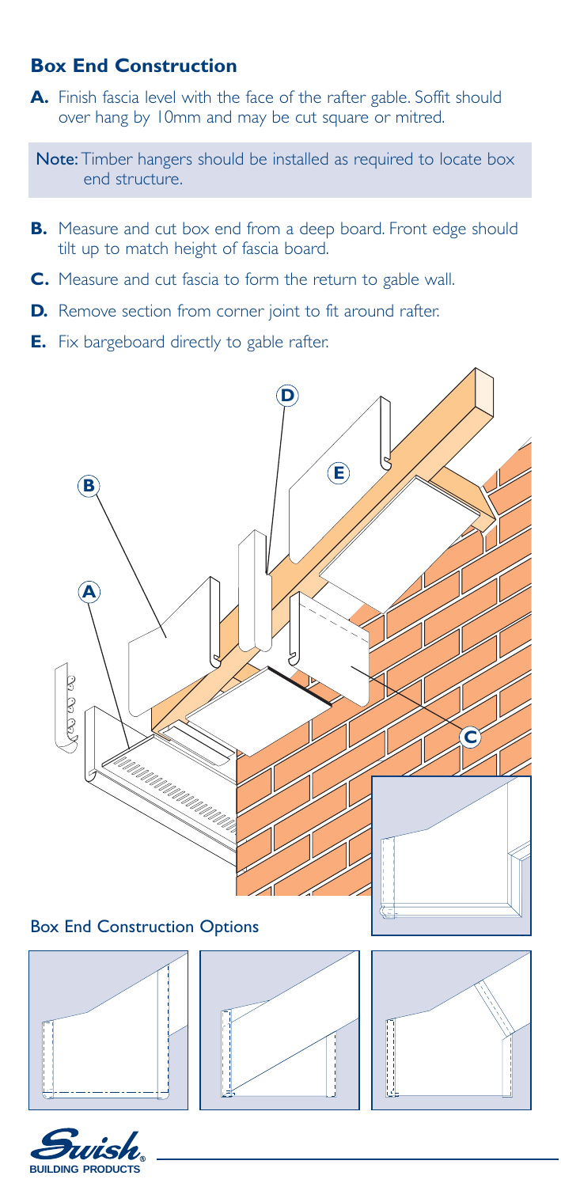## Box End Construction

**A.** Finish fascia level with the face of the rafter gable. Soffit should over hang by 10mm and may be cut square or mitred.

**Note:** Timber hangers should be installed as required to locate box end structure.

**B.** Measure and cut box end from a deep board. Front edge should tilt up to match height of fascia board.

**C.** Measure and cut fascia to form the return to gable wall.

**D.** Remove section from corner joint to fit around rafter.

**E.** Fix bargeboard directly to gable rafter.

Box End Construction Options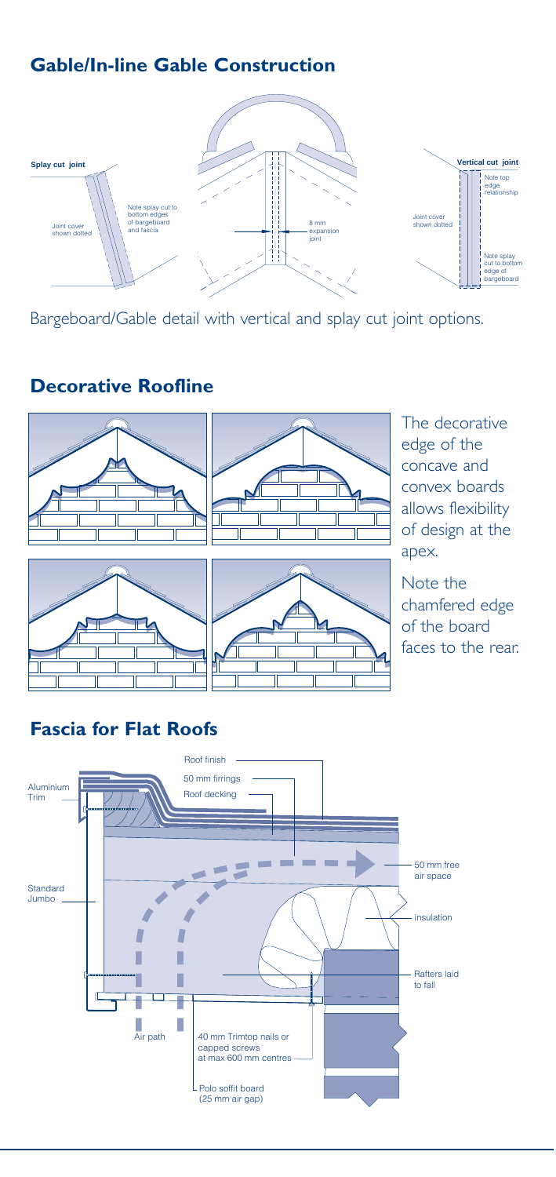## Gable/In-line Gable Construction

Splay cut joint

Joint cover shown dotted

Note splay cut to bottom edges of bargeboard and fascia

8 mm expansion joint

Vertical cut joint

Note top edge relationship

Joint cover shown dotted

Note splay cut to bottom edge of bargeboard

Bargeboard/Gable detail with vertical and splay cut joint options.

## Decorative Roofline

The decorative edge of the concave and convex boards allows flexibility of design at the apex.

Note the chamfered edge of the board faces to the rear.

## Fascia for Flat Roofs

Roof finish

50 mm firrings

Roof decking

Aluminium Trim

50 mm free air space

Standard Jumbo

insulation

Rafters laid to fall

Air path

40 mm Trimtop nails or capped screws at max 600 mm centres

Polo soffit board (25 mm air gap)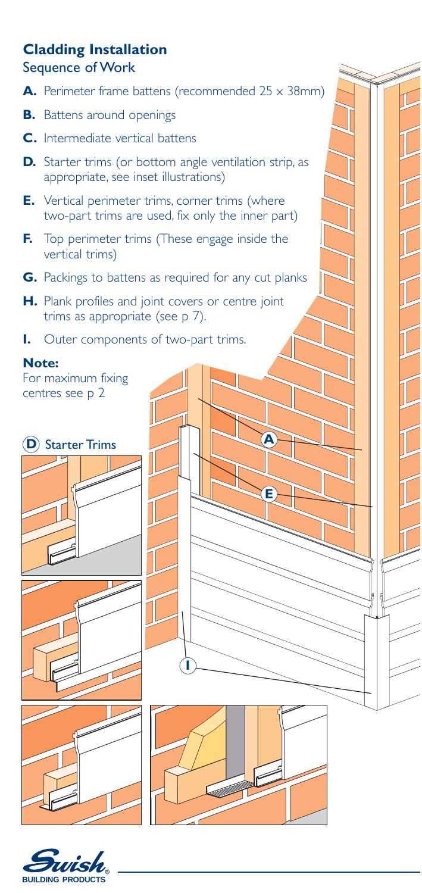## Cladding Installation

### Sequence of Work

**A.** Perimeter frame battens (recommended 25 × 38mm)

**B.** Battens around openings

**C.** Intermediate vertical battens

**D.** Starter trims (or bottom angle ventilation strip, as appropriate, see inset illustrations)

**E.** Vertical perimeter trims, corner trims (where two-part trims are used, fix only the inner part)

**F.** Top perimeter trims (These engage inside the vertical trims)

**G.** Packings to battens as required for any cut planks

**H.** Plank profiles and joint covers or centre joint trims as appropriate (see p 7).

**I.** Outer components of two-part trims.

**Note:**
For maximum fixing centres see p 2

**D** Starter Trims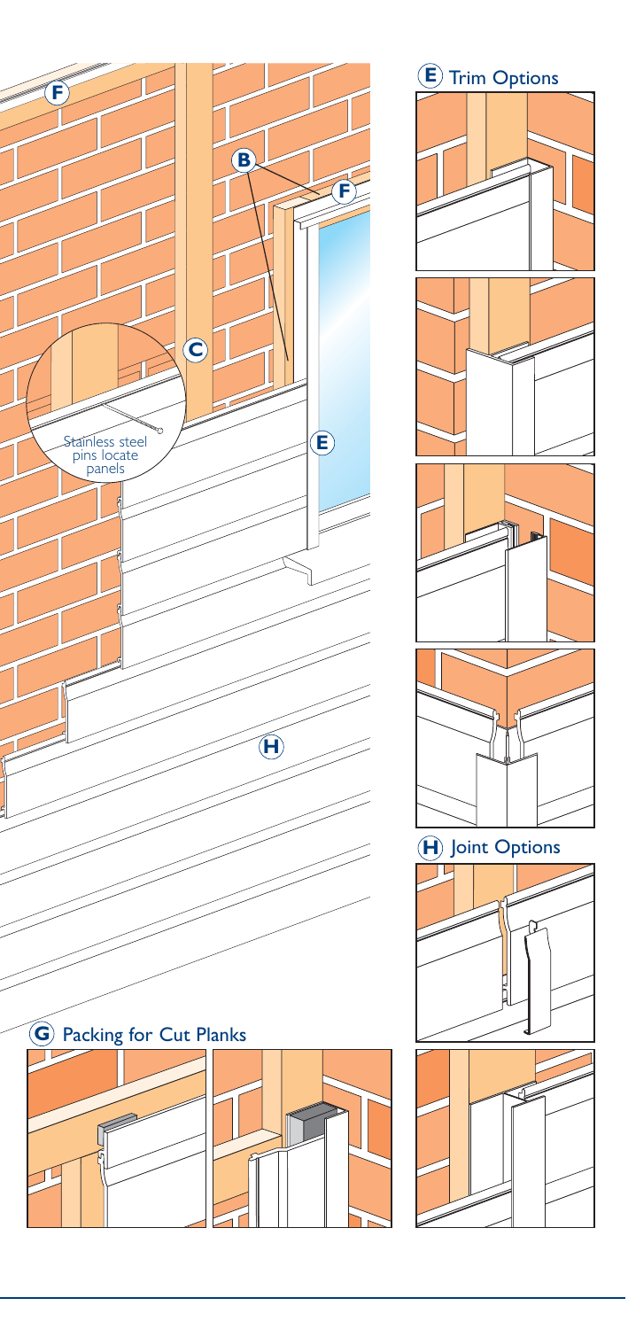## (E) Trim Options

## (H) Joint Options

## (G) Packing for Cut Planks

Stainless steel pins locate panels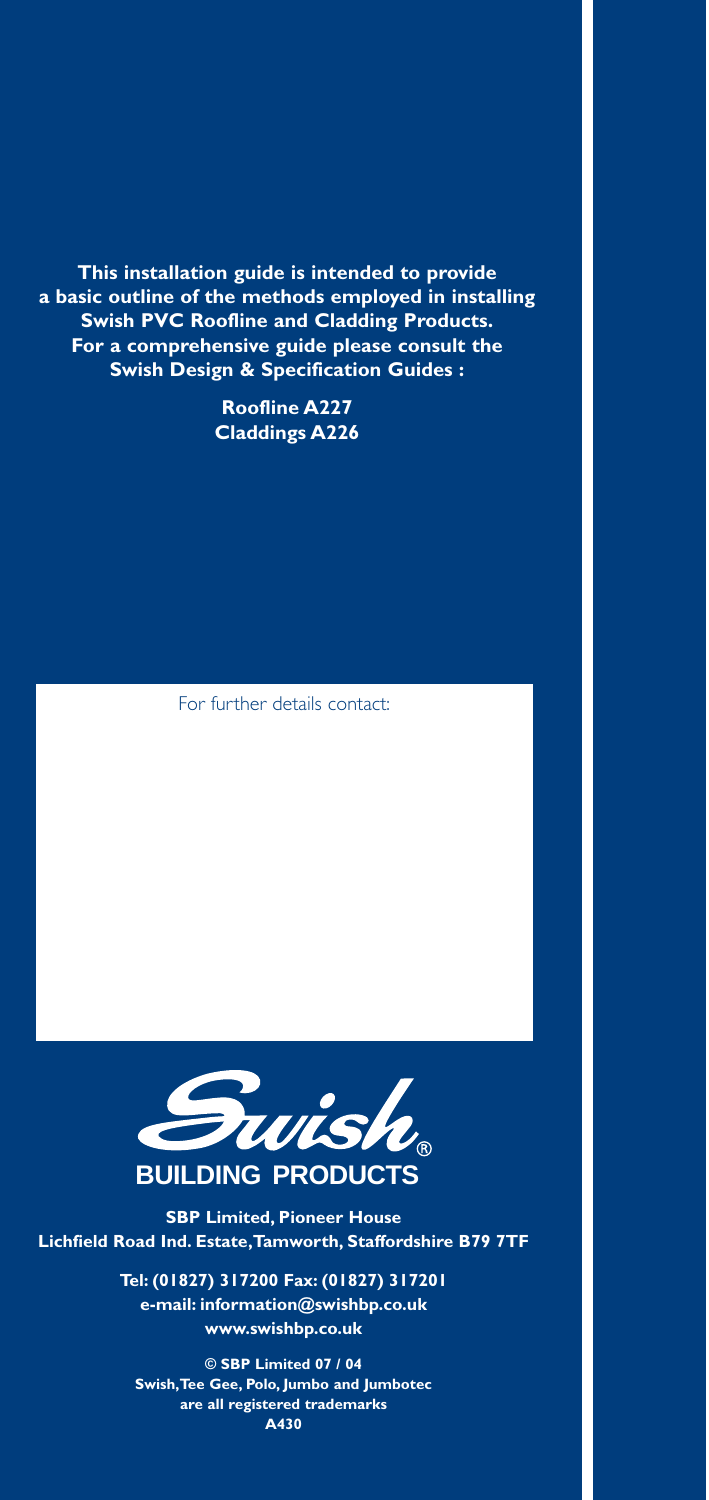**This installation guide is intended to provide a basic outline of the methods employed in installing Swish PVC Roofline and Cladding Products. For a comprehensive guide please consult the Swish Design & Specification Guides :**

**Roofline A227**
**Claddings A226**

For further details contact:

Swish® BUILDING PRODUCTS

**SBP Limited, Pioneer House**
**Lichfield Road Ind. Estate, Tamworth, Staffordshire B79 7TF**

**Tel: (01827) 317200 Fax: (01827) 317201**
**e-mail: information@swishbp.co.uk**
**www.swishbp.co.uk**

**© SBP Limited 07 / 04**
**Swish, Tee Gee, Polo, Jumbo and Jumbotec are all registered trademarks**
**A430**